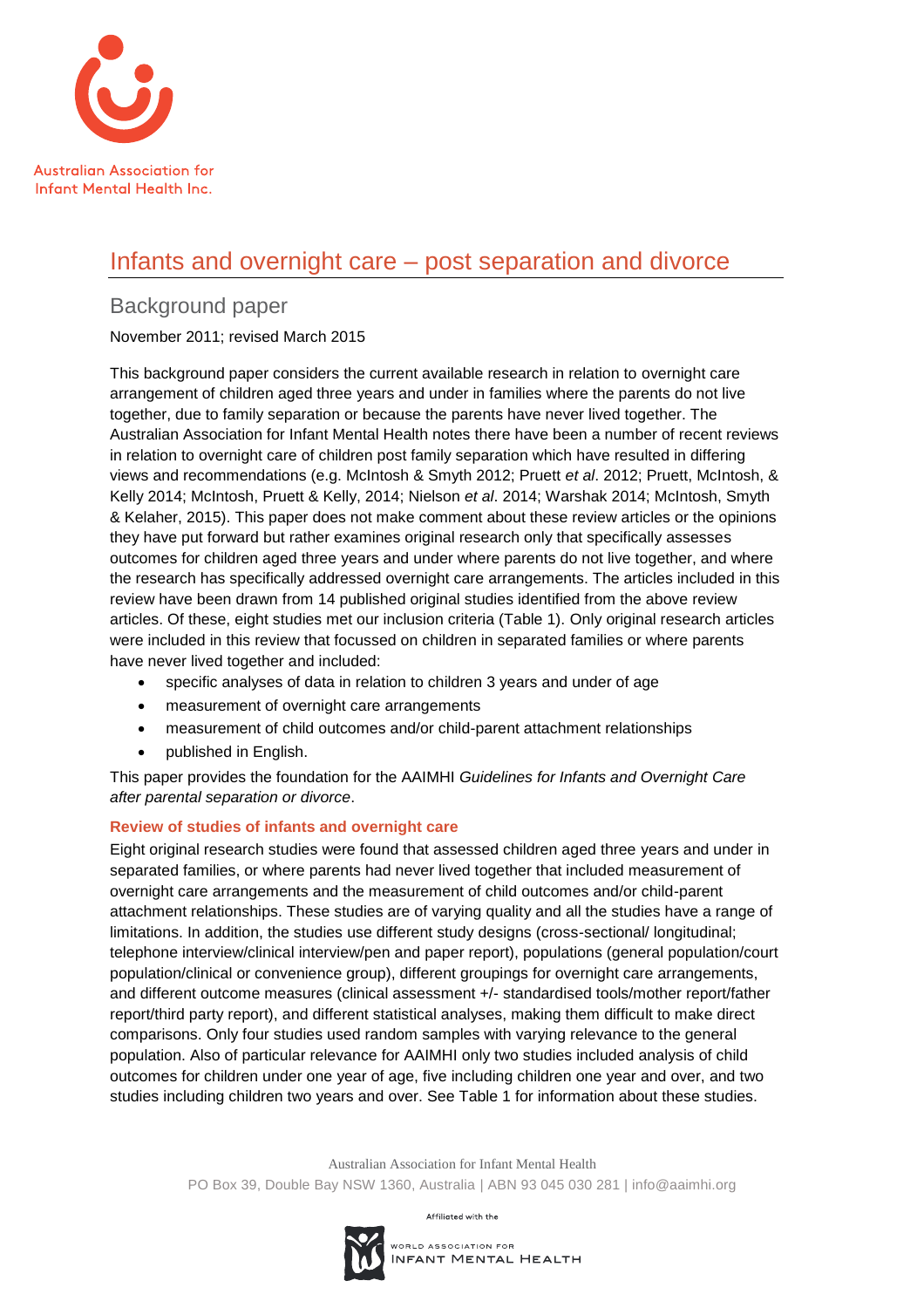Australian Association for Infant Mental Health Inc.

# Infants and overnight care – post separation and divorce

## Background paper

November 2011; revised March 2015

This background paper considers the current available research in relation to overnight care arrangement of children aged three years and under in families where the parents do not live together, due to family separation or because the parents have never lived together. The Australian Association for Infant Mental Health notes there have been a number of recent reviews in relation to overnight care of children post family separation which have resulted in differing views and recommendations (e.g. McIntosh & Smyth 2012; Pruett *et al*. 2012; Pruett, McIntosh, & Kelly 2014; McIntosh, Pruett & Kelly, 2014; Nielson *et al*. 2014; Warshak 2014; McIntosh, Smyth & Kelaher, 2015). This paper does not make comment about these review articles or the opinions they have put forward but rather examines original research only that specifically assesses outcomes for children aged three years and under where parents do not live together, and where the research has specifically addressed overnight care arrangements. The articles included in this review have been drawn from 14 published original studies identified from the above review articles. Of these, eight studies met our inclusion criteria (Table 1). Only original research articles were included in this review that focussed on children in separated families or where parents have never lived together and included:

- specific analyses of data in relation to children 3 years and under of age
- measurement of overnight care arrangements
- measurement of child outcomes and/or child-parent attachment relationships
- published in English.

This paper provides the foundation for the AAIMHI *Guidelines for Infants and Overnight Care after parental separation or divorce*.

### Review of studies of infants and overnight care

Eight original research studies were found that assessed children aged three years and under in separated families, or where parents had never lived together that included measurement of overnight care arrangements and the measurement of child outcomes and/or child-parent attachment relationships. These studies are of varying quality and all the studies have a range of limitations. In addition, the studies use different study designs (cross-sectional/ longitudinal; telephone interview/clinical interview/pen and paper report), populations (general population/court population/clinical or convenience group), different groupings for overnight care arrangements, and different outcome measures (clinical assessment +/- standardised tools/mother report/father report/third party report), and different statistical analyses, making them difficult to make direct comparisons. Only four studies used random samples with varying relevance to the general population. Also of particular relevance for AAIMHI only two studies included analysis of child outcomes for children under one year of age, five including children one year and over, and two studies including children two years and over. See Table 1 for information about these studies.

Australian Association for Infant Mental Health
PO Box 39, Double Bay NSW 1360, Australia | ABN 93 045 030 281 | info@aaimhi.org

Affiliated with the World Association for Infant Mental Health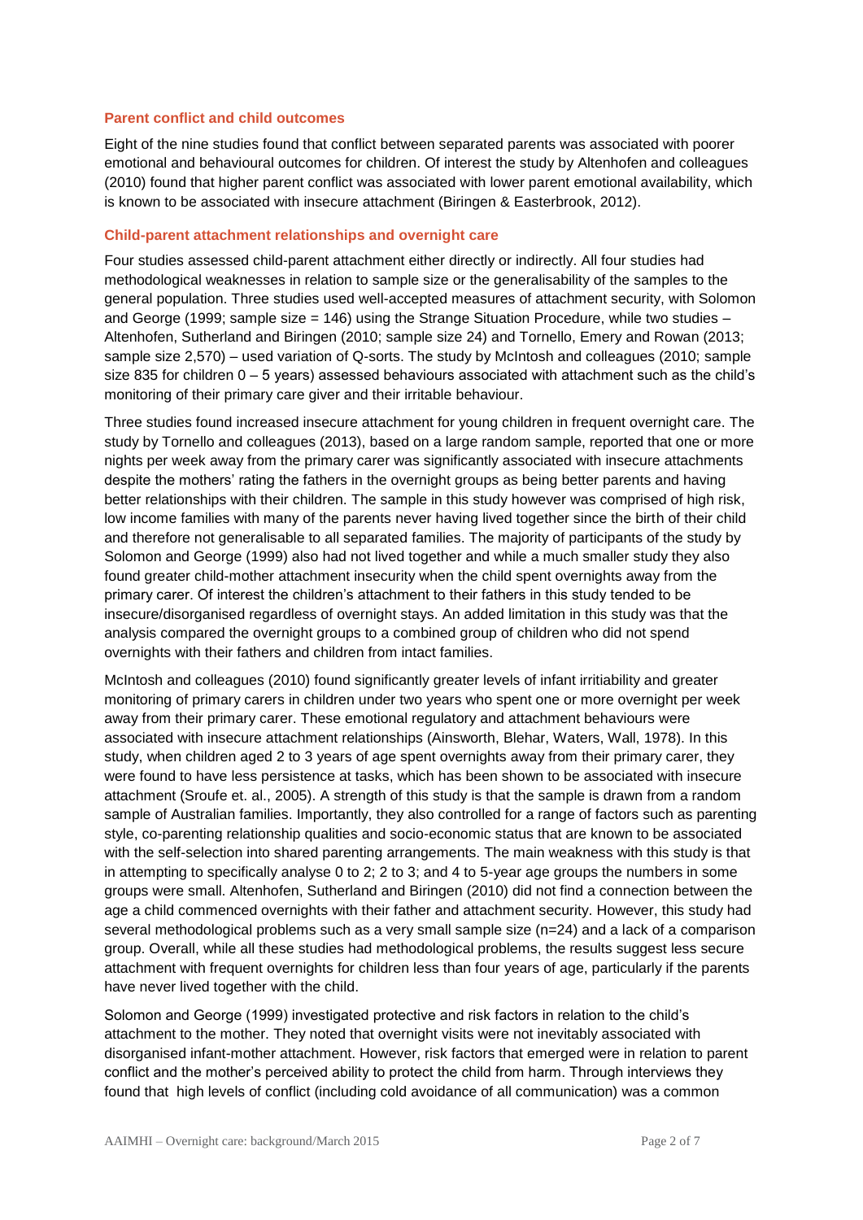### Parent conflict and child outcomes

Eight of the nine studies found that conflict between separated parents was associated with poorer emotional and behavioural outcomes for children. Of interest the study by Altenhofen and colleagues (2010) found that higher parent conflict was associated with lower parent emotional availability, which is known to be associated with insecure attachment (Biringen & Easterbrook, 2012).

### Child-parent attachment relationships and overnight care

Four studies assessed child-parent attachment either directly or indirectly. All four studies had methodological weaknesses in relation to sample size or the generalisability of the samples to the general population. Three studies used well-accepted measures of attachment security, with Solomon and George (1999; sample size = 146) using the Strange Situation Procedure, while two studies – Altenhofen, Sutherland and Biringen (2010; sample size 24) and Tornello, Emery and Rowan (2013; sample size 2,570) – used variation of Q-sorts. The study by McIntosh and colleagues (2010; sample size 835 for children 0 – 5 years) assessed behaviours associated with attachment such as the child's monitoring of their primary care giver and their irritable behaviour.

Three studies found increased insecure attachment for young children in frequent overnight care. The study by Tornello and colleagues (2013), based on a large random sample, reported that one or more nights per week away from the primary carer was significantly associated with insecure attachments despite the mothers' rating the fathers in the overnight groups as being better parents and having better relationships with their children. The sample in this study however was comprised of high risk, low income families with many of the parents never having lived together since the birth of their child and therefore not generalisable to all separated families. The majority of participants of the study by Solomon and George (1999) also had not lived together and while a much smaller study they also found greater child-mother attachment insecurity when the child spent overnights away from the primary carer. Of interest the children's attachment to their fathers in this study tended to be insecure/disorganised regardless of overnight stays. An added limitation in this study was that the analysis compared the overnight groups to a combined group of children who did not spend overnights with their fathers and children from intact families.

McIntosh and colleagues (2010) found significantly greater levels of infant irritibility and greater monitoring of primary carers in children under two years who spent one or more overnight per week away from their primary carer. These emotional regulatory and attachment behaviours were associated with insecure attachment relationships (Ainsworth, Blehar, Waters, Wall, 1978). In this study, when children aged 2 to 3 years of age spent overnights away from their primary carer, they were found to have less persistence at tasks, which has been shown to be associated with insecure attachment (Sroufe et. al., 2005). A strength of this study is that the sample is drawn from a random sample of Australian families. Importantly, they also controlled for a range of factors such as parenting style, co-parenting relationship qualities and socio-economic status that are known to be associated with the self-selection into shared parenting arrangements. The main weakness with this study is that in attempting to specifically analyse 0 to 2; 2 to 3; and 4 to 5-year age groups the numbers in some groups were small. Altenhofen, Sutherland and Biringen (2010) did not find a connection between the age a child commenced overnights with their father and attachment security. However, this study had several methodological problems such as a very small sample size (n=24) and a lack of a comparison group. Overall, while all these studies had methodological problems, the results suggest less secure attachment with frequent overnights for children less than four years of age, particularly if the parents have never lived together with the child.

Solomon and George (1999) investigated protective and risk factors in relation to the child's attachment to the mother. They noted that overnight visits were not inevitably associated with disorganised infant-mother attachment. However, risk factors that emerged were in relation to parent conflict and the mother's perceived ability to protect the child from harm. Through interviews they found that high levels of conflict (including cold avoidance of all communication) was a common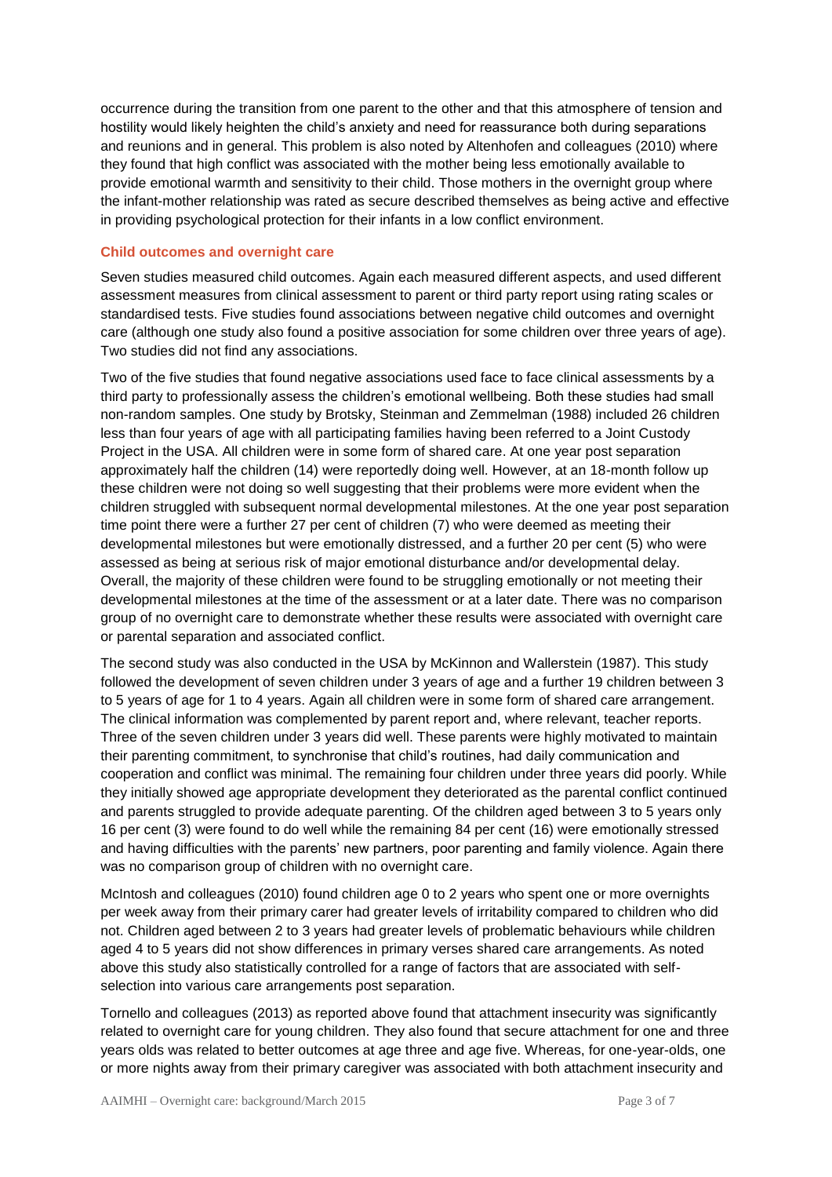occurrence during the transition from one parent to the other and that this atmosphere of tension and hostility would likely heighten the child's anxiety and need for reassurance both during separations and reunions and in general. This problem is also noted by Altenhofen and colleagues (2010) where they found that high conflict was associated with the mother being less emotionally available to provide emotional warmth and sensitivity to their child. Those mothers in the overnight group where the infant-mother relationship was rated as secure described themselves as being active and effective in providing psychological protection for their infants in a low conflict environment.

### Child outcomes and overnight care

Seven studies measured child outcomes. Again each measured different aspects, and used different assessment measures from clinical assessment to parent or third party report using rating scales or standardised tests. Five studies found associations between negative child outcomes and overnight care (although one study also found a positive association for some children over three years of age). Two studies did not find any associations.

Two of the five studies that found negative associations used face to face clinical assessments by a third party to professionally assess the children's emotional wellbeing. Both these studies had small non-random samples. One study by Brotsky, Steinman and Zemmelman (1988) included 26 children less than four years of age with all participating families having been referred to a Joint Custody Project in the USA. All children were in some form of shared care. At one year post separation approximately half the children (14) were reportedly doing well. However, at an 18-month follow up these children were not doing so well suggesting that their problems were more evident when the children struggled with subsequent normal developmental milestones. At the one year post separation time point there were a further 27 per cent of children (7) who were deemed as meeting their developmental milestones but were emotionally distressed, and a further 20 per cent (5) who were assessed as being at serious risk of major emotional disturbance and/or developmental delay. Overall, the majority of these children were found to be struggling emotionally or not meeting their developmental milestones at the time of the assessment or at a later date. There was no comparison group of no overnight care to demonstrate whether these results were associated with overnight care or parental separation and associated conflict.

The second study was also conducted in the USA by McKinnon and Wallerstein (1987). This study followed the development of seven children under 3 years of age and a further 19 children between 3 to 5 years of age for 1 to 4 years. Again all children were in some form of shared care arrangement. The clinical information was complemented by parent report and, where relevant, teacher reports. Three of the seven children under 3 years did well. These parents were highly motivated to maintain their parenting commitment, to synchronise that child's routines, had daily communication and cooperation and conflict was minimal. The remaining four children under three years did poorly. While they initially showed age appropriate development they deteriorated as the parental conflict continued and parents struggled to provide adequate parenting. Of the children aged between 3 to 5 years only 16 per cent (3) were found to do well while the remaining 84 per cent (16) were emotionally stressed and having difficulties with the parents' new partners, poor parenting and family violence. Again there was no comparison group of children with no overnight care.

McIntosh and colleagues (2010) found children age 0 to 2 years who spent one or more overnights per week away from their primary carer had greater levels of irritability compared to children who did not. Children aged between 2 to 3 years had greater levels of problematic behaviours while children aged 4 to 5 years did not show differences in primary verses shared care arrangements. As noted above this study also statistically controlled for a range of factors that are associated with self-selection into various care arrangements post separation.

Tornello and colleagues (2013) as reported above found that attachment insecurity was significantly related to overnight care for young children. They also found that secure attachment for one and three years olds was related to better outcomes at age three and age five. Whereas, for one-year-olds, one or more nights away from their primary caregiver was associated with both attachment insecurity and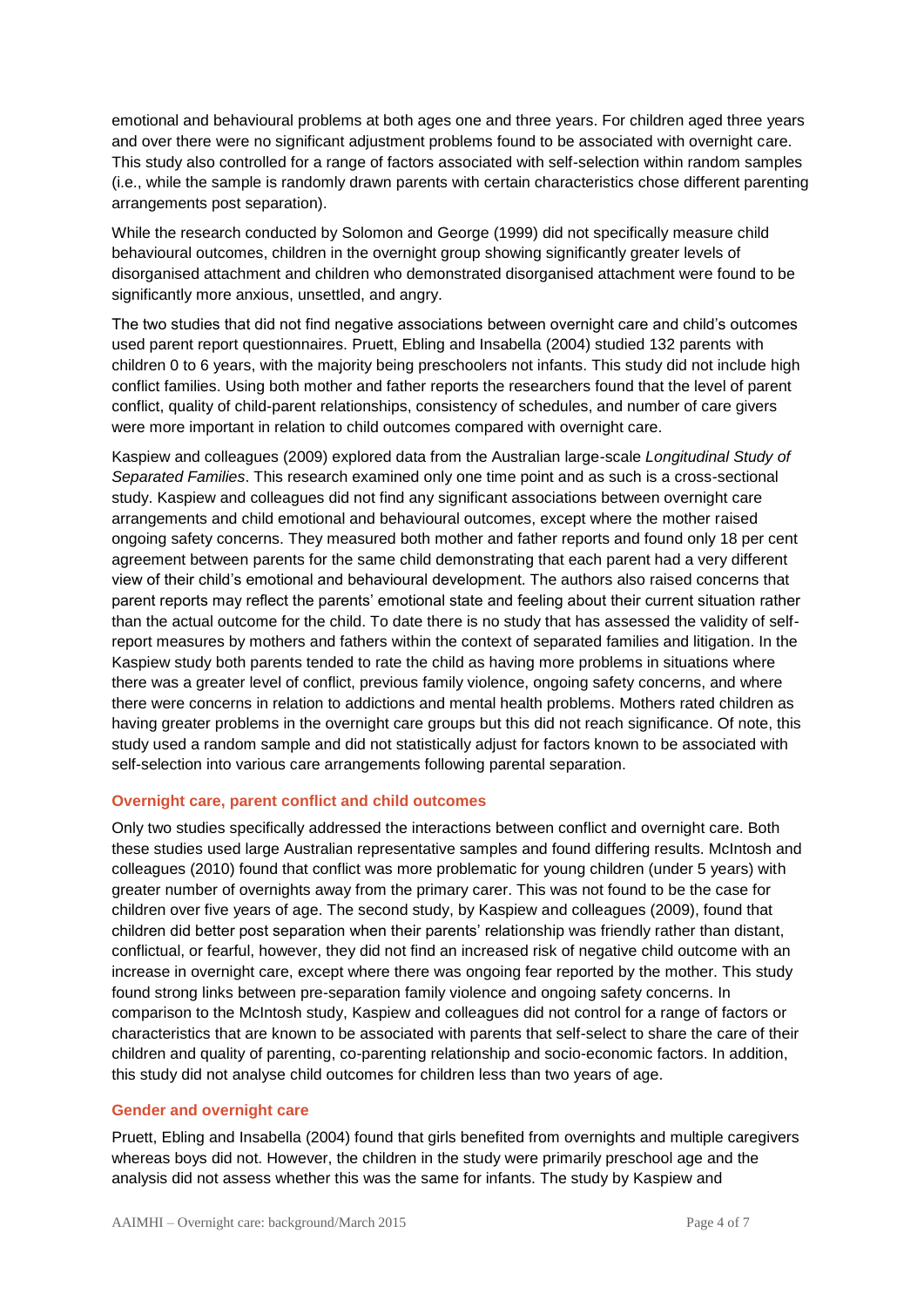emotional and behavioural problems at both ages one and three years. For children aged three years and over there were no significant adjustment problems found to be associated with overnight care. This study also controlled for a range of factors associated with self-selection within random samples (i.e., while the sample is randomly drawn parents with certain characteristics chose different parenting arrangements post separation).

While the research conducted by Solomon and George (1999) did not specifically measure child behavioural outcomes, children in the overnight group showing significantly greater levels of disorganised attachment and children who demonstrated disorganised attachment were found to be significantly more anxious, unsettled, and angry.

The two studies that did not find negative associations between overnight care and child's outcomes used parent report questionnaires. Pruett, Ebling and Insabella (2004) studied 132 parents with children 0 to 6 years, with the majority being preschoolers not infants. This study did not include high conflict families. Using both mother and father reports the researchers found that the level of parent conflict, quality of child-parent relationships, consistency of schedules, and number of care givers were more important in relation to child outcomes compared with overnight care.

Kaspiew and colleagues (2009) explored data from the Australian large-scale *Longitudinal Study of Separated Families*. This research examined only one time point and as such is a cross-sectional study. Kaspiew and colleagues did not find any significant associations between overnight care arrangements and child emotional and behavioural outcomes, except where the mother raised ongoing safety concerns. They measured both mother and father reports and found only 18 per cent agreement between parents for the same child demonstrating that each parent had a very different view of their child's emotional and behavioural development. The authors also raised concerns that parent reports may reflect the parents' emotional state and feeling about their current situation rather than the actual outcome for the child. To date there is no study that has assessed the validity of self-report measures by mothers and fathers within the context of separated families and litigation. In the Kaspiew study both parents tended to rate the child as having more problems in situations where there was a greater level of conflict, previous family violence, ongoing safety concerns, and where there were concerns in relation to addictions and mental health problems. Mothers rated children as having greater problems in the overnight care groups but this did not reach significance. Of note, this study used a random sample and did not statistically adjust for factors known to be associated with self-selection into various care arrangements following parental separation.

### Overnight care, parent conflict and child outcomes

Only two studies specifically addressed the interactions between conflict and overnight care. Both these studies used large Australian representative samples and found differing results. McIntosh and colleagues (2010) found that conflict was more problematic for young children (under 5 years) with greater number of overnights away from the primary carer. This was not found to be the case for children over five years of age. The second study, by Kaspiew and colleagues (2009), found that children did better post separation when their parents' relationship was friendly rather than distant, conflictual, or fearful, however, they did not find an increased risk of negative child outcome with an increase in overnight care, except where there was ongoing fear reported by the mother. This study found strong links between pre-separation family violence and ongoing safety concerns. In comparison to the McIntosh study, Kaspiew and colleagues did not control for a range of factors or characteristics that are known to be associated with parents that self-select to share the care of their children and quality of parenting, co-parenting relationship and socio-economic factors. In addition, this study did not analyse child outcomes for children less than two years of age.

### Gender and overnight care

Pruett, Ebling and Insabella (2004) found that girls benefited from overnights and multiple caregivers whereas boys did not. However, the children in the study were primarily preschool age and the analysis did not assess whether this was the same for infants. The study by Kaspiew and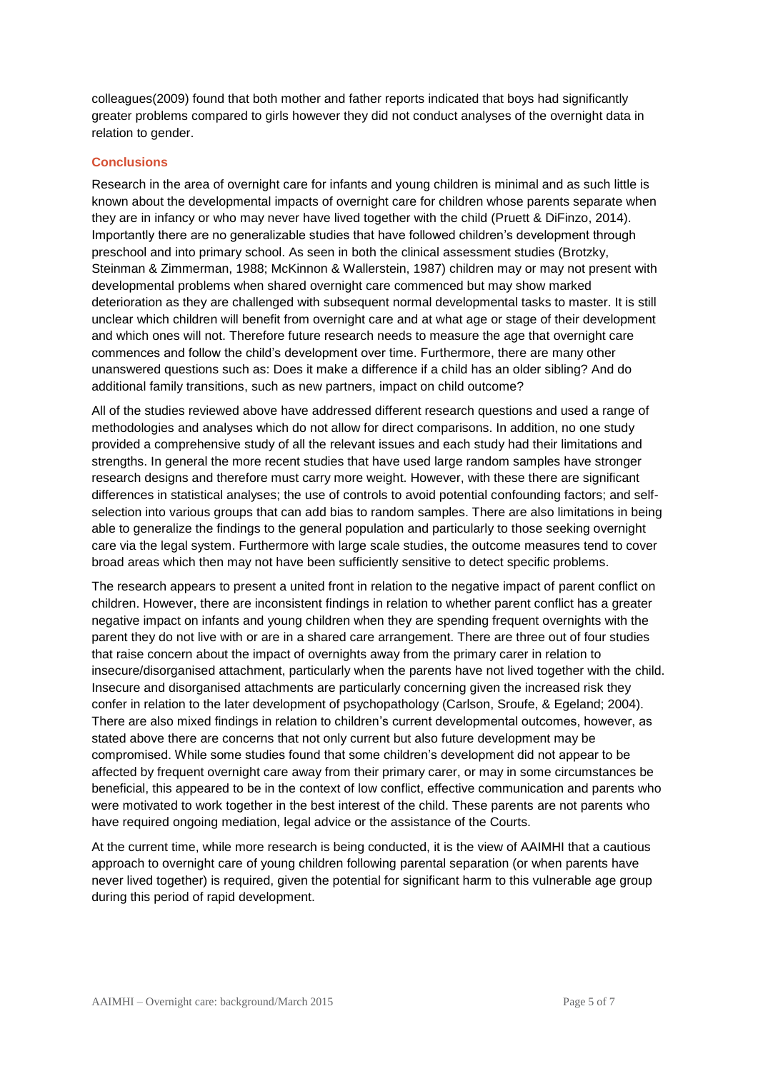colleagues(2009) found that both mother and father reports indicated that boys had significantly greater problems compared to girls however they did not conduct analyses of the overnight data in relation to gender.

## Conclusions

Research in the area of overnight care for infants and young children is minimal and as such little is known about the developmental impacts of overnight care for children whose parents separate when they are in infancy or who may never have lived together with the child (Pruett & DiFinzo, 2014). Importantly there are no generalizable studies that have followed children's development through preschool and into primary school. As seen in both the clinical assessment studies (Brotzky, Steinman & Zimmerman, 1988; McKinnon & Wallerstein, 1987) children may or may not present with developmental problems when shared overnight care commenced but may show marked deterioration as they are challenged with subsequent normal developmental tasks to master. It is still unclear which children will benefit from overnight care and at what age or stage of their development and which ones will not. Therefore future research needs to measure the age that overnight care commences and follow the child's development over time. Furthermore, there are many other unanswered questions such as: Does it make a difference if a child has an older sibling? And do additional family transitions, such as new partners, impact on child outcome?

All of the studies reviewed above have addressed different research questions and used a range of methodologies and analyses which do not allow for direct comparisons. In addition, no one study provided a comprehensive study of all the relevant issues and each study had their limitations and strengths. In general the more recent studies that have used large random samples have stronger research designs and therefore must carry more weight. However, with these there are significant differences in statistical analyses; the use of controls to avoid potential confounding factors; and self-selection into various groups that can add bias to random samples. There are also limitations in being able to generalize the findings to the general population and particularly to those seeking overnight care via the legal system. Furthermore with large scale studies, the outcome measures tend to cover broad areas which then may not have been sufficiently sensitive to detect specific problems.

The research appears to present a united front in relation to the negative impact of parent conflict on children. However, there are inconsistent findings in relation to whether parent conflict has a greater negative impact on infants and young children when they are spending frequent overnights with the parent they do not live with or are in a shared care arrangement. There are three out of four studies that raise concern about the impact of overnights away from the primary carer in relation to insecure/disorganised attachment, particularly when the parents have not lived together with the child. Insecure and disorganised attachments are particularly concerning given the increased risk they confer in relation to the later development of psychopathology (Carlson, Sroufe, & Egeland; 2004). There are also mixed findings in relation to children's current developmental outcomes, however, as stated above there are concerns that not only current but also future development may be compromised. While some studies found that some children's development did not appear to be affected by frequent overnight care away from their primary carer, or may in some circumstances be beneficial, this appeared to be in the context of low conflict, effective communication and parents who were motivated to work together in the best interest of the child. These parents are not parents who have required ongoing mediation, legal advice or the assistance of the Courts.

At the current time, while more research is being conducted, it is the view of AAIMHI that a cautious approach to overnight care of young children following parental separation (or when parents have never lived together) is required, given the potential for significant harm to this vulnerable age group during this period of rapid development.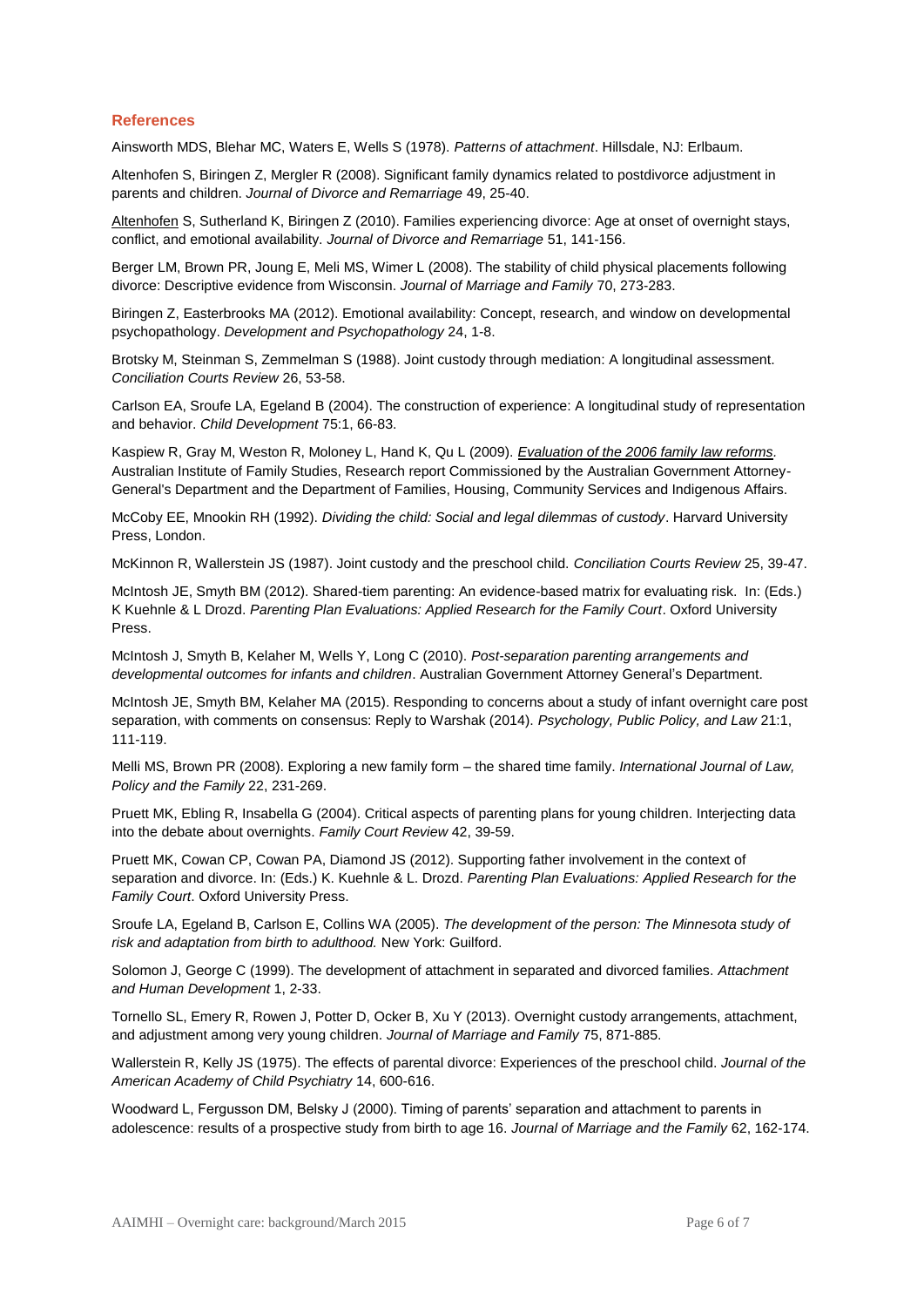## References

Ainsworth MDS, Blehar MC, Waters E, Wells S (1978). *Patterns of attachment*. Hillsdale, NJ: Erlbaum.

Altenhofen S, Biringen Z, Mergler R (2008). Significant family dynamics related to postdivorce adjustment in parents and children. *Journal of Divorce and Remarriage* 49, 25-40.

Altenhofen S, Sutherland K, Biringen Z (2010). Families experiencing divorce: Age at onset of overnight stays, conflict, and emotional availability. *Journal of Divorce and Remarriage* 51, 141-156.

Berger LM, Brown PR, Joung E, Meli MS, Wimer L (2008). The stability of child physical placements following divorce: Descriptive evidence from Wisconsin. *Journal of Marriage and Family* 70, 273-283.

Biringen Z, Easterbrooks MA (2012). Emotional availability: Concept, research, and window on developmental psychopathology. *Development and Psychopathology* 24, 1-8.

Brotsky M, Steinman S, Zemmelman S (1988). Joint custody through mediation: A longitudinal assessment. *Conciliation Courts Review* 26, 53-58.

Carlson EA, Sroufe LA, Egeland B (2004). The construction of experience: A longitudinal study of representation and behavior. *Child Development* 75:1, 66-83.

Kaspiew R, Gray M, Weston R, Moloney L, Hand K, Qu L (2009). *Evaluation of the 2006 family law reforms.* Australian Institute of Family Studies, Research report Commissioned by the Australian Government Attorney-General's Department and the Department of Families, Housing, Community Services and Indigenous Affairs.

McCoby EE, Mnookin RH (1992). *Dividing the child: Social and legal dilemmas of custody*. Harvard University Press, London.

McKinnon R, Wallerstein JS (1987). Joint custody and the preschool child. *Conciliation Courts Review* 25, 39-47.

McIntosh JE, Smyth BM (2012). Shared-tiem parenting: An evidence-based matrix for evaluating risk. In: (Eds.) K Kuehnle & L Drozd. *Parenting Plan Evaluations: Applied Research for the Family Court*. Oxford University Press.

McIntosh J, Smyth B, Kelaher M, Wells Y, Long C (2010). *Post-separation parenting arrangements and developmental outcomes for infants and children*. Australian Government Attorney General's Department.

McIntosh JE, Smyth BM, Kelaher MA (2015). Responding to concerns about a study of infant overnight care post separation, with comments on consensus: Reply to Warshak (2014). *Psychology, Public Policy, and Law* 21:1, 111-119.

Melli MS, Brown PR (2008). Exploring a new family form – the shared time family. *International Journal of Law, Policy and the Family* 22, 231-269.

Pruett MK, Ebling R, Insabella G (2004). Critical aspects of parenting plans for young children. Interjecting data into the debate about overnights. *Family Court Review* 42, 39-59.

Pruett MK, Cowan CP, Cowan PA, Diamond JS (2012). Supporting father involvement in the context of separation and divorce. In: (Eds.) K. Kuehnle & L. Drozd. *Parenting Plan Evaluations: Applied Research for the Family Court*. Oxford University Press.

Sroufe LA, Egeland B, Carlson E, Collins WA (2005). *The development of the person: The Minnesota study of risk and adaptation from birth to adulthood.* New York: Guilford.

Solomon J, George C (1999). The development of attachment in separated and divorced families. *Attachment and Human Development* 1, 2-33.

Tornello SL, Emery R, Rowen J, Potter D, Ocker B, Xu Y (2013). Overnight custody arrangements, attachment, and adjustment among very young children. *Journal of Marriage and Family* 75, 871-885.

Wallerstein R, Kelly JS (1975). The effects of parental divorce: Experiences of the preschool child. *Journal of the American Academy of Child Psychiatry* 14, 600-616.

Woodward L, Fergusson DM, Belsky J (2000). Timing of parents' separation and attachment to parents in adolescence: results of a prospective study from birth to age 16. *Journal of Marriage and the Family* 62, 162-174.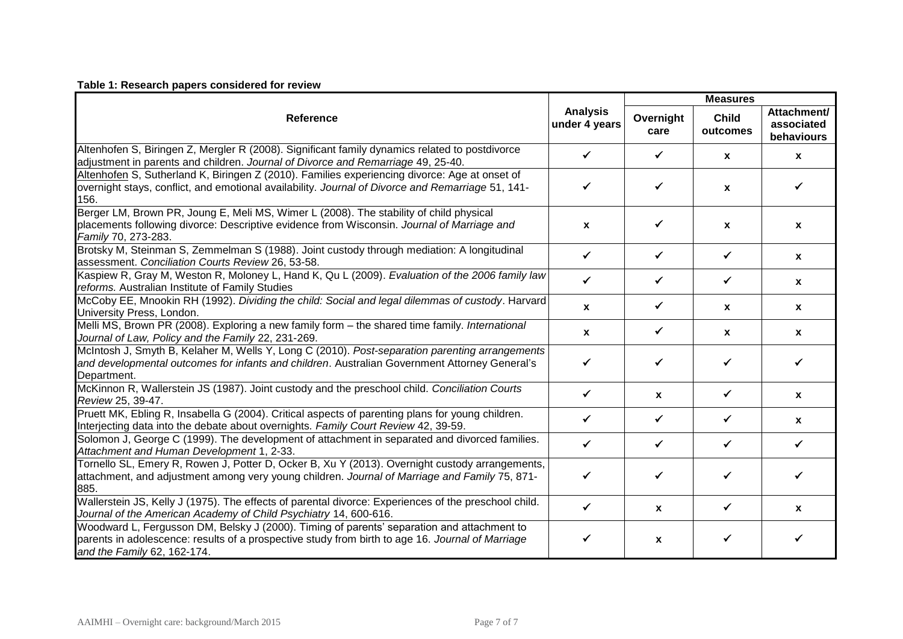**Table 1: Research papers considered for review**

| Reference | Analysis under 4 years | Measures | | |
|---|---|---|---|---|
| | | Overnight care | Child outcomes | Attachment/ associated behaviours |
| Altenhofen S, Biringen Z, Mergler R (2008). Significant family dynamics related to postdivorce adjustment in parents and children. *Journal of Divorce and Remarriage* 49, 25-40. | ✓ | ✓ | x | x |
| Altenhofen S, Sutherland K, Biringen Z (2010). Families experiencing divorce: Age at onset of overnight stays, conflict, and emotional availability. *Journal of Divorce and Remarriage* 51, 141-156. | ✓ | ✓ | x | ✓ |
| Berger LM, Brown PR, Joung E, Meli MS, Wimer L (2008). The stability of child physical placements following divorce: Descriptive evidence from Wisconsin. *Journal of Marriage and Family* 70, 273-283. | x | ✓ | x | x |
| Brotsky M, Steinman S, Zemmelman S (1988). Joint custody through mediation: A longitudinal assessment. *Conciliation Courts Review* 26, 53-58. | ✓ | ✓ | ✓ | x |
| Kaspiew R, Gray M, Weston R, Moloney L, Hand K, Qu L (2009). *Evaluation of the 2006 family law reforms.* Australian Institute of Family Studies | ✓ | ✓ | ✓ | x |
| McCoby EE, Mnookin RH (1992). *Dividing the child: Social and legal dilemmas of custody*. Harvard University Press, London. | x | ✓ | x | x |
| Melli MS, Brown PR (2008). Exploring a new family form – the shared time family. *International Journal of Law, Policy and the Family* 22, 231-269. | x | ✓ | x | x |
| McIntosh J, Smyth B, Kelaher M, Wells Y, Long C (2010). *Post-separation parenting arrangements and developmental outcomes for infants and children*. Australian Government Attorney General's Department. | ✓ | ✓ | ✓ | ✓ |
| McKinnon R, Wallerstein JS (1987). Joint custody and the preschool child. *Conciliation Courts Review* 25, 39-47. | ✓ | x | ✓ | x |
| Pruett MK, Ebling R, Insabella G (2004). Critical aspects of parenting plans for young children. Interjecting data into the debate about overnights. *Family Court Review* 42, 39-59. | ✓ | ✓ | ✓ | x |
| Solomon J, George C (1999). The development of attachment in separated and divorced families. *Attachment and Human Development* 1, 2-33. | ✓ | ✓ | ✓ | ✓ |
| Tornello SL, Emery R, Rowen J, Potter D, Ocker B, Xu Y (2013). Overnight custody arrangements, attachment, and adjustment among very young children. *Journal of Marriage and Family* 75, 871-885. | ✓ | ✓ | ✓ | ✓ |
| Wallerstein JS, Kelly J (1975). The effects of parental divorce: Experiences of the preschool child. *Journal of the American Academy of Child Psychiatry* 14, 600-616. | ✓ | x | ✓ | x |
| Woodward L, Fergusson DM, Belsky J (2000). Timing of parents' separation and attachment to parents in adolescence: results of a prospective study from birth to age 16. *Journal of Marriage and the Family* 62, 162-174. | ✓ | x | ✓ | ✓ |